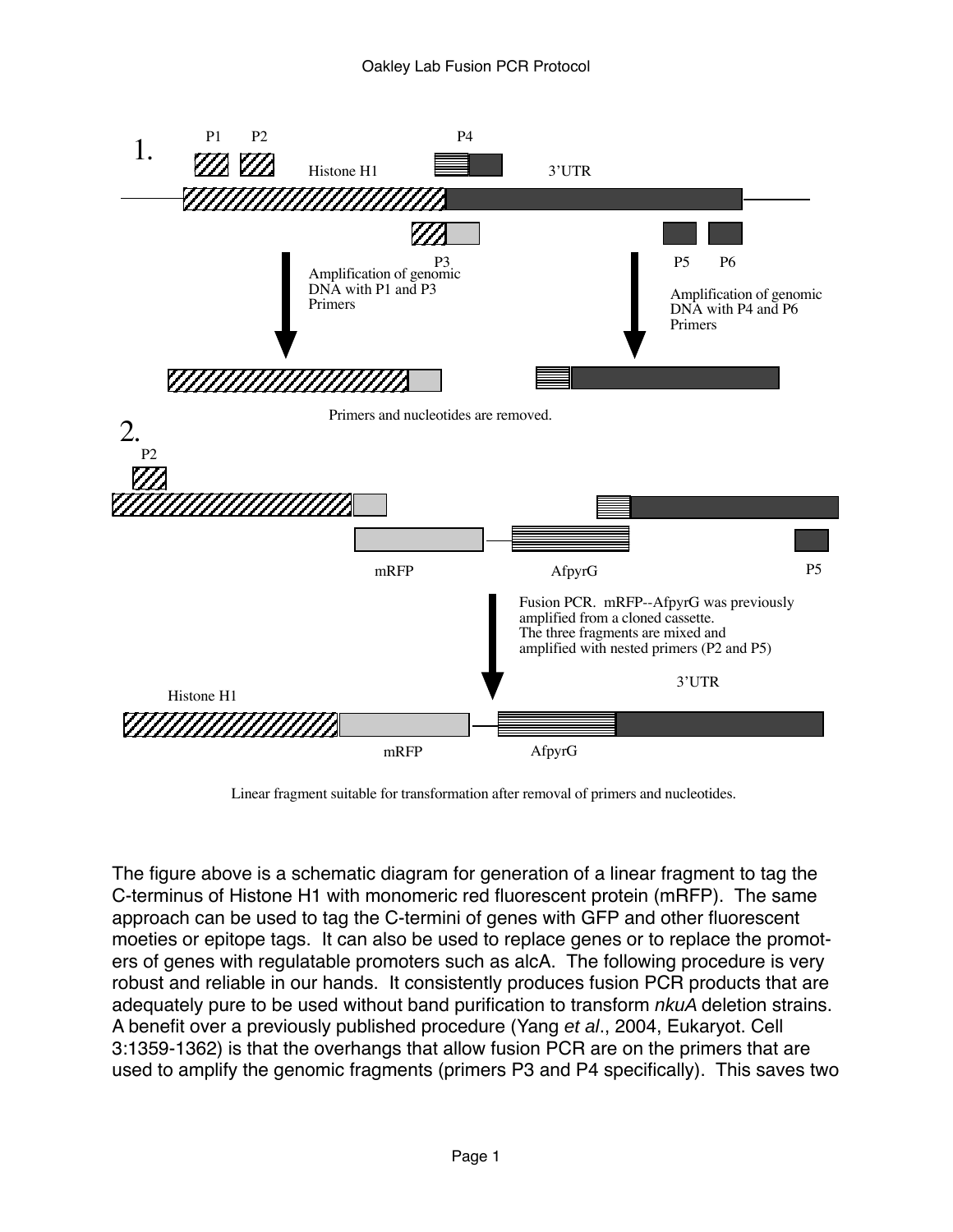1.

P1 P2 P4

Histone H1 3'UTR

P3 P5 P6

Amplification of genomic DNA with P1 and P3 Primers

Amplification of genomic DNA with P4 and P6 Primers

Primers and nucleotides are removed.

2.

P2

mRFP AfpyrG P5

Fusion PCR. mRFP--AfpyrG was previously amplified from a cloned cassette. The three fragments are mixed and amplified with nested primers (P2 and P5)

Histone H1 3'UTR

mRFP AfpyrG

Linear fragment suitable for transformation after removal of primers and nucleotides.

The figure above is a schematic diagram for generation of a linear fragment to tag the C-terminus of Histone H1 with monomeric red fluorescent protein (mRFP). The same approach can be used to tag the C-termini of genes with GFP and other fluorescent moeties or epitope tags. It can also be used to replace genes or to replace the promoters of genes with regulatable promoters such as alcA. The following procedure is very robust and reliable in our hands. It consistently produces fusion PCR products that are adequately pure to be used without band purification to transform *nkuA* deletion strains. A benefit over a previously published procedure (Yang *et al*., 2004, Eukaryot. Cell 3:1359-1362) is that the overhangs that allow fusion PCR are on the primers that are used to amplify the genomic fragments (primers P3 and P4 specifically). This saves two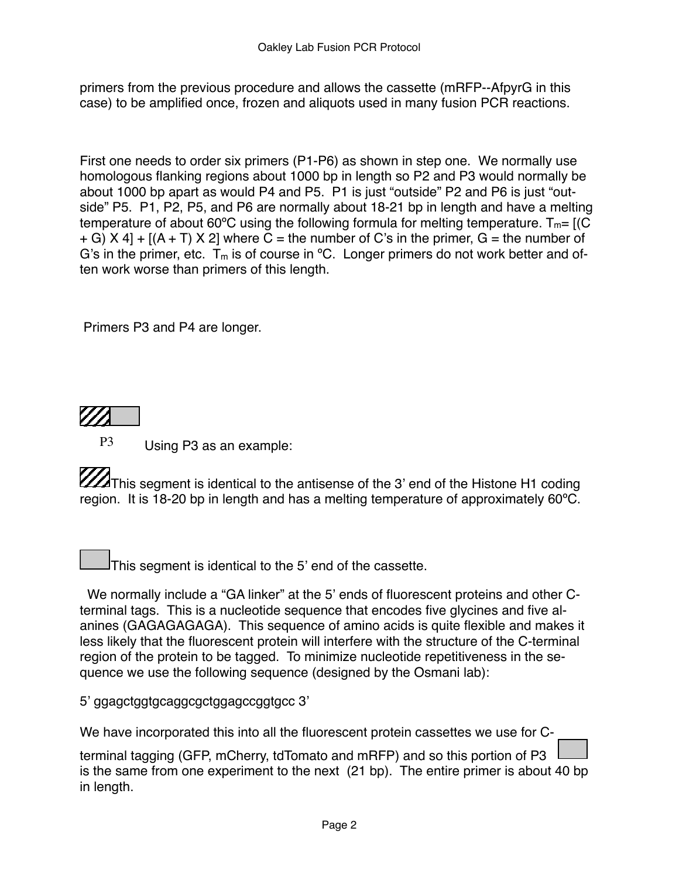primers from the previous procedure and allows the cassette (mRFP--AfpyrG in this case) to be amplified once, frozen and aliquots used in many fusion PCR reactions.

First one needs to order six primers (P1-P6) as shown in step one. We normally use homologous flanking regions about 1000 bp in length so P2 and P3 would normally be about 1000 bp apart as would P4 and P5. P1 is just "outside" P2 and P6 is just "outside" P5. P1, P2, P5, and P6 are normally about 18-21 bp in length and have a melting temperature of about 60ºC using the following formula for melting temperature. $T_m = [(C + G) X 4] + [(A + T) X 2]$ where C = the number of C's in the primer, G = the number of G's in the primer, etc. $T_m$ is of course in ºC. Longer primers do not work better and often work worse than primers of this length.

Primers P3 and P4 are longer.

P3 Using P3 as an example:

This segment is identical to the antisense of the 3' end of the Histone H1 coding region. It is 18-20 bp in length and has a melting temperature of approximately 60ºC.

This segment is identical to the 5' end of the cassette.

We normally include a "GA linker" at the 5' ends of fluorescent proteins and other C-terminal tags. This is a nucleotide sequence that encodes five glycines and five alanines (GAGAGAGAGA). This sequence of amino acids is quite flexible and makes it less likely that the fluorescent protein will interfere with the structure of the C-terminal region of the protein to be tagged. To minimize nucleotide repetitiveness in the sequence we use the following sequence (designed by the Osmani lab):

5' ggagctggtgcaggcgctggagccggtgcc 3'

We have incorporated this into all the fluorescent protein cassettes we use for C-terminal tagging (GFP, mCherry, tdTomato and mRFP) and so this portion of P3 is the same from one experiment to the next (21 bp). The entire primer is about 40 bp in length.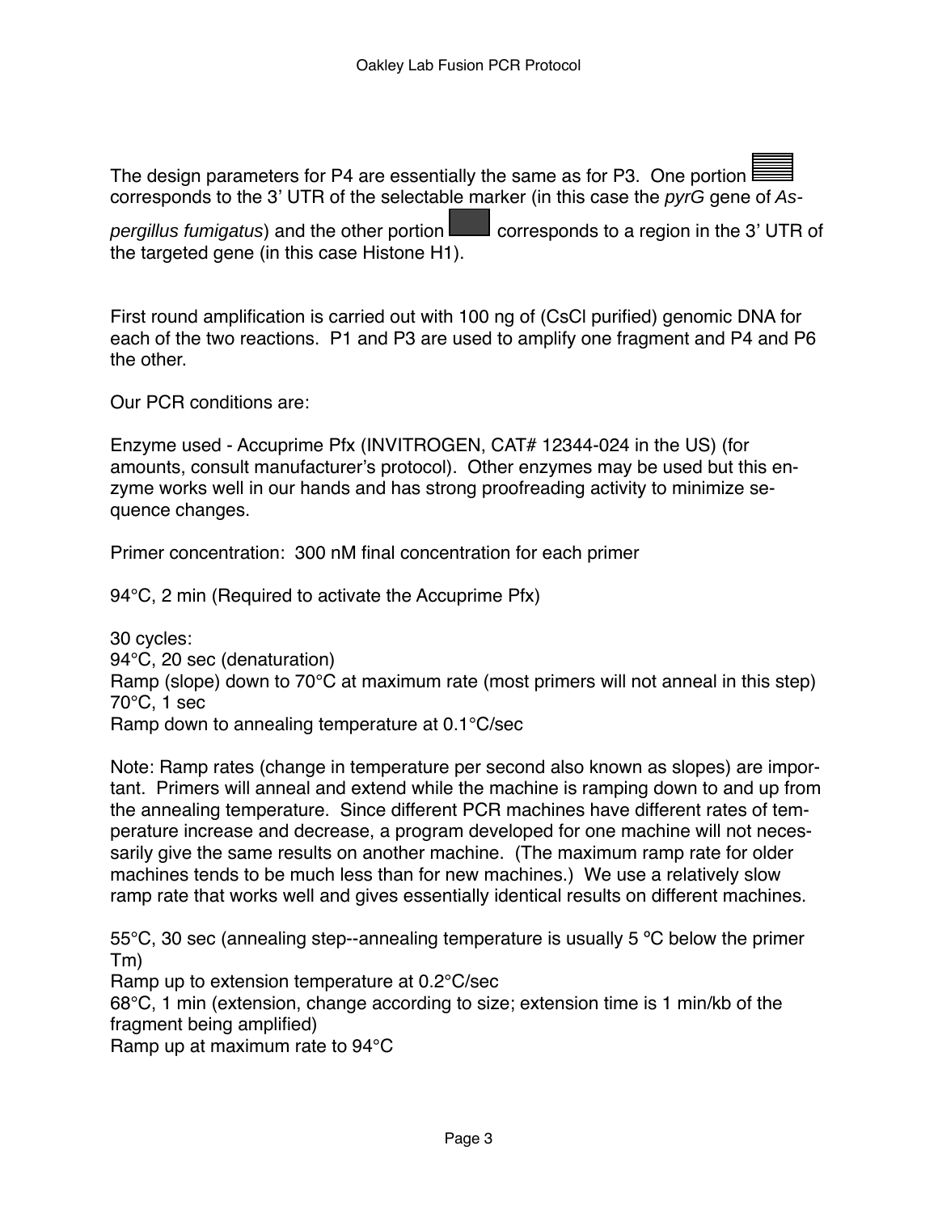The design parameters for P4 are essentially the same as for P3. One portion corresponds to the 3' UTR of the selectable marker (in this case the *pyrG* gene of *Aspergillus fumigatus*) and the other portion corresponds to a region in the 3' UTR of the targeted gene (in this case Histone H1).

First round amplification is carried out with 100 ng of (CsCl purified) genomic DNA for each of the two reactions. P1 and P3 are used to amplify one fragment and P4 and P6 the other.

Our PCR conditions are:

Enzyme used - Accuprime Pfx (INVITROGEN, CAT# 12344-024 in the US) (for amounts, consult manufacturer's protocol). Other enzymes may be used but this enzyme works well in our hands and has strong proofreading activity to minimize sequence changes.

Primer concentration: 300 nM final concentration for each primer

94°C, 2 min (Required to activate the Accuprime Pfx)

30 cycles:
94°C, 20 sec (denaturation)
Ramp (slope) down to 70°C at maximum rate (most primers will not anneal in this step)
70°C, 1 sec
Ramp down to annealing temperature at 0.1°C/sec

Note: Ramp rates (change in temperature per second also known as slopes) are important. Primers will anneal and extend while the machine is ramping down to and up from the annealing temperature. Since different PCR machines have different rates of temperature increase and decrease, a program developed for one machine will not necessarily give the same results on another machine. (The maximum ramp rate for older machines tends to be much less than for new machines.) We use a relatively slow ramp rate that works well and gives essentially identical results on different machines.

55°C, 30 sec (annealing step--annealing temperature is usually 5 ºC below the primer Tm)
Ramp up to extension temperature at 0.2°C/sec
68°C, 1 min (extension, change according to size; extension time is 1 min/kb of the fragment being amplified)
Ramp up at maximum rate to 94°C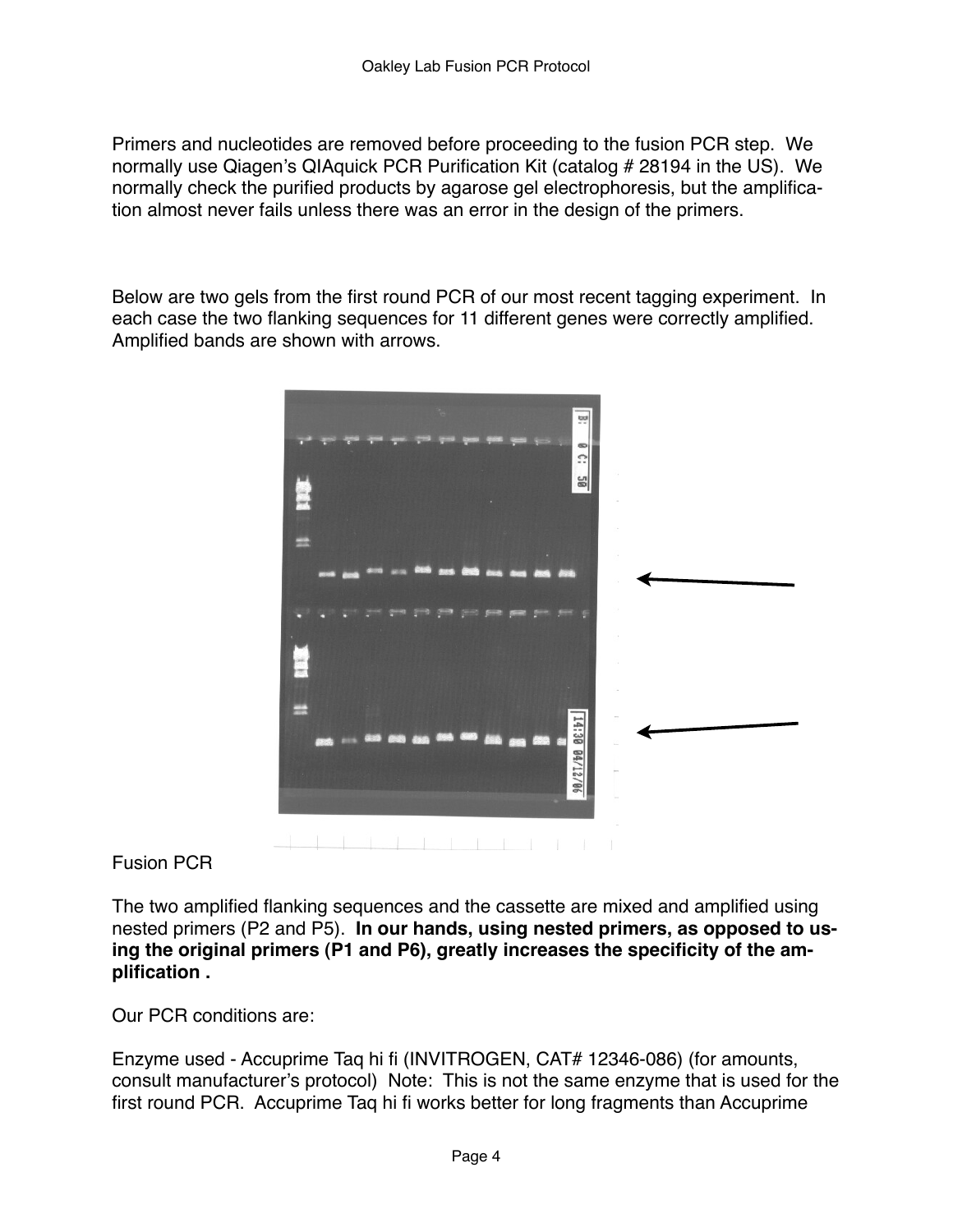Primers and nucleotides are removed before proceeding to the fusion PCR step. We normally use Qiagen's QIAquick PCR Purification Kit (catalog # 28194 in the US). We normally check the purified products by agarose gel electrophoresis, but the amplification almost never fails unless there was an error in the design of the primers.

Below are two gels from the first round PCR of our most recent tagging experiment. In each case the two flanking sequences for 11 different genes were correctly amplified. Amplified bands are shown with arrows.

Fusion PCR

The two amplified flanking sequences and the cassette are mixed and amplified using nested primers (P2 and P5). **In our hands, using nested primers, as opposed to using the original primers (P1 and P6), greatly increases the specificity of the amplification .**

Our PCR conditions are:

Enzyme used - Accuprime Taq hi fi (INVITROGEN, CAT# 12346-086) (for amounts, consult manufacturer's protocol) Note: This is not the same enzyme that is used for the first round PCR. Accuprime Taq hi fi works better for long fragments than Accuprime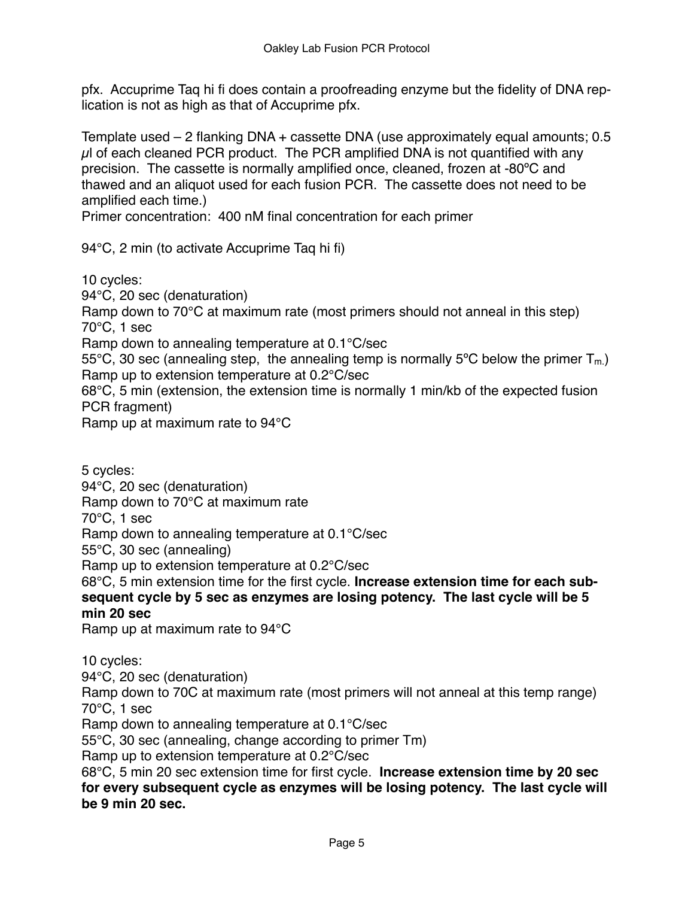pfx. Accuprime Taq hi fi does contain a proofreading enzyme but the fidelity of DNA replication is not as high as that of Accuprime pfx.

Template used – 2 flanking DNA + cassette DNA (use approximately equal amounts; 0.5 µl of each cleaned PCR product. The PCR amplified DNA is not quantified with any precision. The cassette is normally amplified once, cleaned, frozen at -80ºC and thawed and an aliquot used for each fusion PCR. The cassette does not need to be amplified each time.)
Primer concentration: 400 nM final concentration for each primer

94°C, 2 min (to activate Accuprime Taq hi fi)

10 cycles:
94°C, 20 sec (denaturation)
Ramp down to 70°C at maximum rate (most primers should not anneal in this step)
70°C, 1 sec
Ramp down to annealing temperature at 0.1°C/sec
55°C, 30 sec (annealing step, the annealing temp is normally 5ºC below the primer $T_m$.)
Ramp up to extension temperature at 0.2°C/sec
68°C, 5 min (extension, the extension time is normally 1 min/kb of the expected fusion PCR fragment)
Ramp up at maximum rate to 94°C

5 cycles:
94°C, 20 sec (denaturation)
Ramp down to 70°C at maximum rate
70°C, 1 sec
Ramp down to annealing temperature at 0.1°C/sec
55°C, 30 sec (annealing)
Ramp up to extension temperature at 0.2°C/sec
68°C, 5 min extension time for the first cycle. **Increase extension time for each subsequent cycle by 5 sec as enzymes are losing potency. The last cycle will be 5 min 20 sec**
Ramp up at maximum rate to 94°C

10 cycles:
94°C, 20 sec (denaturation)
Ramp down to 70C at maximum rate (most primers will not anneal at this temp range)
70°C, 1 sec
Ramp down to annealing temperature at 0.1°C/sec
55°C, 30 sec (annealing, change according to primer Tm)
Ramp up to extension temperature at 0.2°C/sec
68°C, 5 min 20 sec extension time for first cycle. **Increase extension time by 20 sec for every subsequent cycle as enzymes will be losing potency. The last cycle will be 9 min 20 sec.**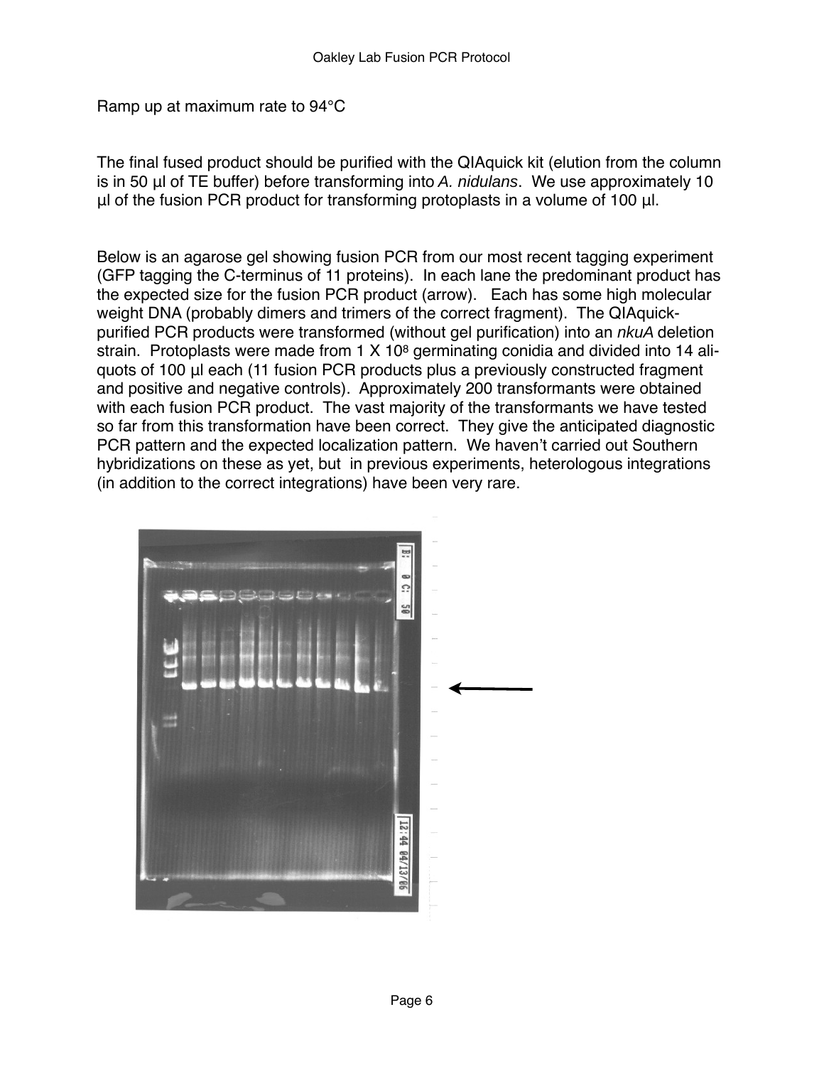Ramp up at maximum rate to 94°C

The final fused product should be purified with the QIAquick kit (elution from the column is in 50 µl of TE buffer) before transforming into *A. nidulans*. We use approximately 10 µl of the fusion PCR product for transforming protoplasts in a volume of 100 µl.

Below is an agarose gel showing fusion PCR from our most recent tagging experiment (GFP tagging the C-terminus of 11 proteins). In each lane the predominant product has the expected size for the fusion PCR product (arrow). Each has some high molecular weight DNA (probably dimers and trimers of the correct fragment). The QIAquick-purified PCR products were transformed (without gel purification) into an *nkuA* deletion strain. Protoplasts were made from 1 X $10^8$ germinating conidia and divided into 14 aliquots of 100 µl each (11 fusion PCR products plus a previously constructed fragment and positive and negative controls). Approximately 200 transformants were obtained with each fusion PCR product. The vast majority of the transformants we have tested so far from this transformation have been correct. They give the anticipated diagnostic PCR pattern and the expected localization pattern. We haven't carried out Southern hybridizations on these as yet, but in previous experiments, heterologous integrations (in addition to the correct integrations) have been very rare.

B: 0 C: 50

12:44 04/13/06